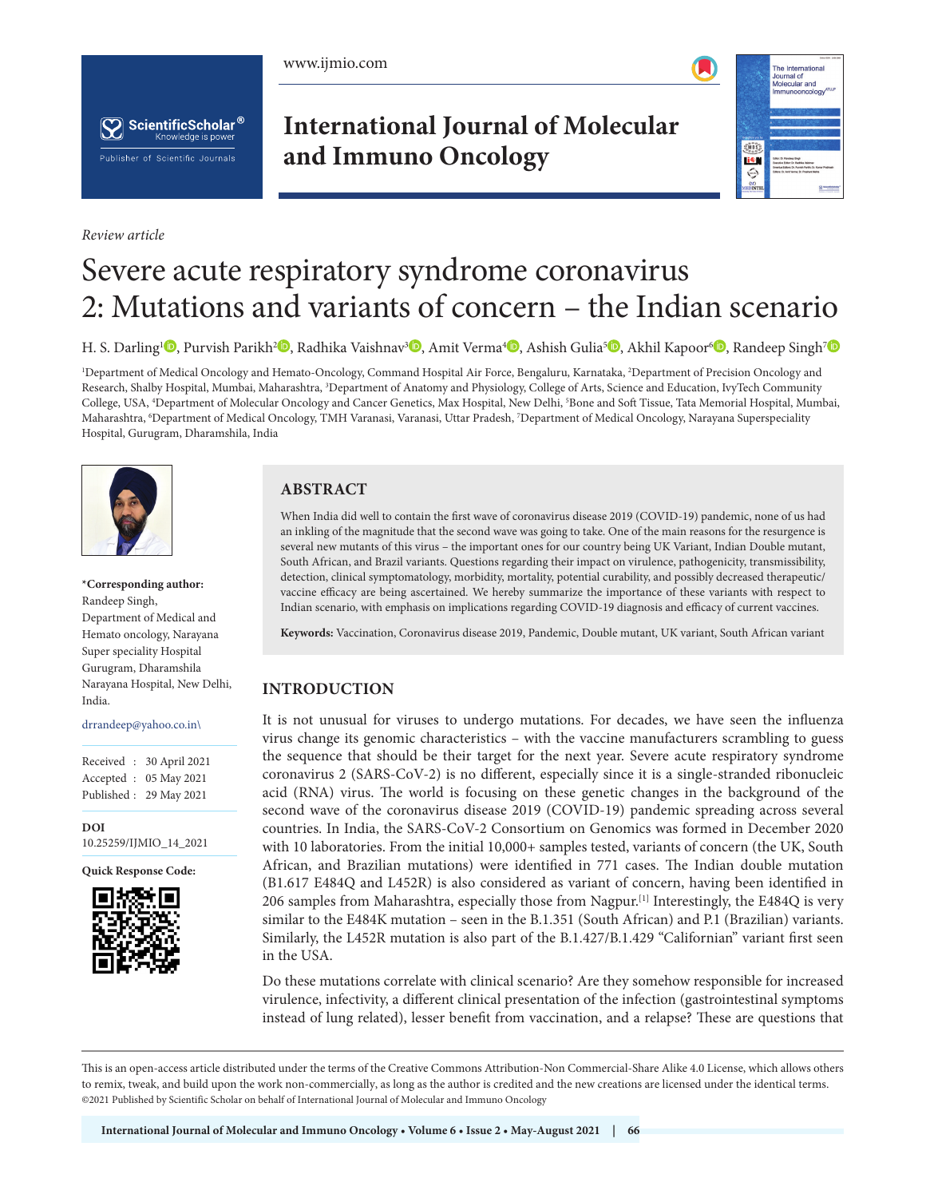*Review article*

# Severe acute respiratory syndrome coronavirus 2: Mutations and variants of concern – the Indian scenario

H. S. Darling[1], Purvish Parikh[2], Radhika Vaishnav[3], Amit Verma[4], Ashish Gulia[5], Akhil Kapoor[6], Randeep Singh[7]

[1]Department of Medical Oncology and Hemato-Oncology, Command Hospital Air Force, Bengaluru, Karnataka, [2]Department of Precision Oncology and Research, Shalby Hospital, Mumbai, Maharashtra, [3]Department of Anatomy and Physiology, College of Arts, Science and Education, IvyTech Community College, USA, [4]Department of Molecular Oncology and Cancer Genetics, Max Hospital, New Delhi, [5]Bone and Soft Tissue, Tata Memorial Hospital, Mumbai, Maharashtra, [6]Department of Medical Oncology, TMH Varanasi, Varanasi, Uttar Pradesh, [7]Department of Medical Oncology, Narayana Superspeciality Hospital, Gurugram, Dharamshila, India

**\*Corresponding author:**
Randeep Singh,
Department of Medical and Hemato oncology, Narayana Super speciality Hospital Gurugram, Dharamshila Narayana Hospital, New Delhi, India.

drrandeep@yahoo.co.in\

Received : 30 April 2021
Accepted : 05 May 2021
Published : 29 May 2021

**DOI**
10.25259/IJMIO_14_2021

**Quick Response Code:**

## ABSTRACT

When India did well to contain the first wave of coronavirus disease 2019 (COVID-19) pandemic, none of us had an inkling of the magnitude that the second wave was going to take. One of the main reasons for the resurgence is several new mutants of this virus – the important ones for our country being UK Variant, Indian Double mutant, South African, and Brazil variants. Questions regarding their impact on virulence, pathogenicity, transmissibility, detection, clinical symptomatology, morbidity, mortality, potential curability, and possibly decreased therapeutic/vaccine efficacy are being ascertained. We hereby summarize the importance of these variants with respect to Indian scenario, with emphasis on implications regarding COVID-19 diagnosis and efficacy of current vaccines.

**Keywords:** Vaccination, Coronavirus disease 2019, Pandemic, Double mutant, UK variant, South African variant

## INTRODUCTION

It is not unusual for viruses to undergo mutations. For decades, we have seen the influenza virus change its genomic characteristics – with the vaccine manufacturers scrambling to guess the sequence that should be their target for the next year. Severe acute respiratory syndrome coronavirus 2 (SARS-CoV-2) is no different, especially since it is a single-stranded ribonucleic acid (RNA) virus. The world is focusing on these genetic changes in the background of the second wave of the coronavirus disease 2019 (COVID-19) pandemic spreading across several countries. In India, the SARS-CoV-2 Consortium on Genomics was formed in December 2020 with 10 laboratories. From the initial 10,000+ samples tested, variants of concern (the UK, South African, and Brazilian mutations) were identified in 771 cases. The Indian double mutation (B1.617 E484Q and L452R) is also considered as variant of concern, having been identified in 206 samples from Maharashtra, especially those from Nagpur.[1] Interestingly, the E484Q is very similar to the E484K mutation – seen in the B.1.351 (South African) and P.1 (Brazilian) variants. Similarly, the L452R mutation is also part of the B.1.427/B.1.429 "Californian" variant first seen in the USA.

Do these mutations correlate with clinical scenario? Are they somehow responsible for increased virulence, infectivity, a different clinical presentation of the infection (gastrointestinal symptoms instead of lung related), lesser benefit from vaccination, and a relapse? These are questions that

This is an open-access article distributed under the terms of the Creative Commons Attribution-Non Commercial-Share Alike 4.0 License, which allows others to remix, tweak, and build upon the work non-commercially, as long as the author is credited and the new creations are licensed under the identical terms.
©2021 Published by Scientific Scholar on behalf of International Journal of Molecular and Immuno Oncology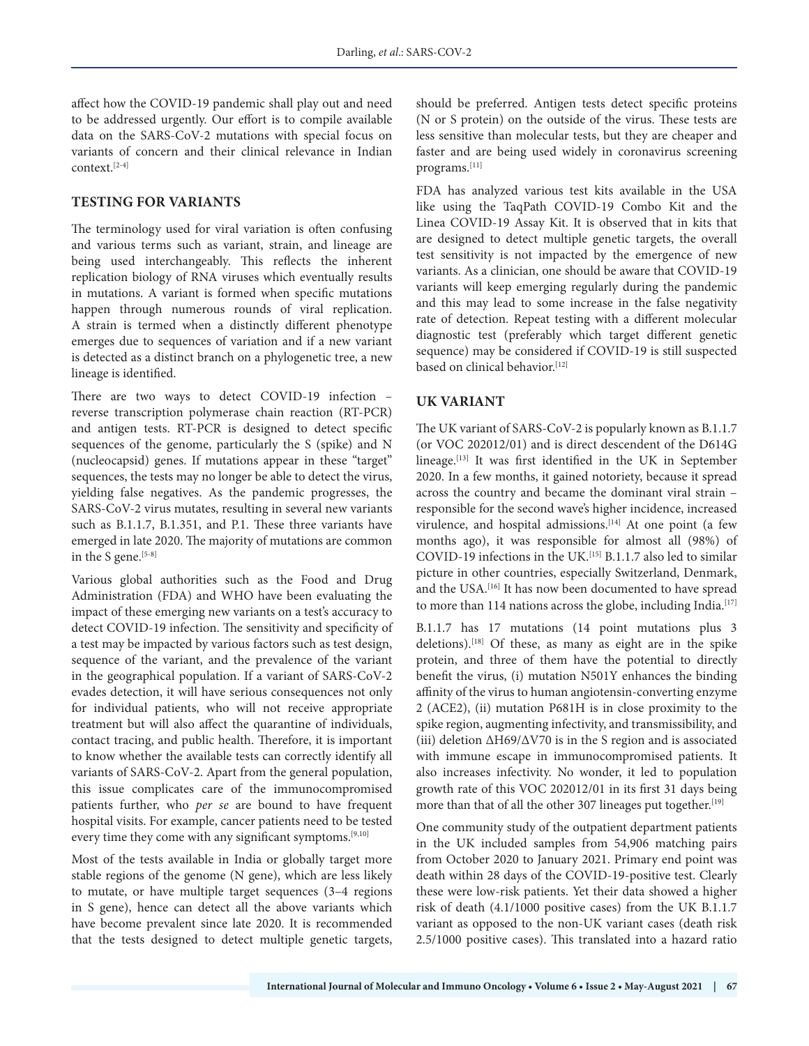affect how the COVID-19 pandemic shall play out and need to be addressed urgently. Our effort is to compile available data on the SARS-CoV-2 mutations with special focus on variants of concern and their clinical relevance in Indian context.[2-4]

## TESTING FOR VARIANTS

The terminology used for viral variation is often confusing and various terms such as variant, strain, and lineage are being used interchangeably. This reflects the inherent replication biology of RNA viruses which eventually results in mutations. A variant is formed when specific mutations happen through numerous rounds of viral replication. A strain is termed when a distinctly different phenotype emerges due to sequences of variation and if a new variant is detected as a distinct branch on a phylogenetic tree, a new lineage is identified.

There are two ways to detect COVID-19 infection – reverse transcription polymerase chain reaction (RT-PCR) and antigen tests. RT-PCR is designed to detect specific sequences of the genome, particularly the S (spike) and N (nucleocapsid) genes. If mutations appear in these "target" sequences, the tests may no longer be able to detect the virus, yielding false negatives. As the pandemic progresses, the SARS-CoV-2 virus mutates, resulting in several new variants such as B.1.1.7, B.1.351, and P.1. These three variants have emerged in late 2020. The majority of mutations are common in the S gene.[5-8]

Various global authorities such as the Food and Drug Administration (FDA) and WHO have been evaluating the impact of these emerging new variants on a test's accuracy to detect COVID-19 infection. The sensitivity and specificity of a test may be impacted by various factors such as test design, sequence of the variant, and the prevalence of the variant in the geographical population. If a variant of SARS-CoV-2 evades detection, it will have serious consequences not only for individual patients, who will not receive appropriate treatment but will also affect the quarantine of individuals, contact tracing, and public health. Therefore, it is important to know whether the available tests can correctly identify all variants of SARS-CoV-2. Apart from the general population, this issue complicates care of the immunocompromised patients further, who *per se* are bound to have frequent hospital visits. For example, cancer patients need to be tested every time they come with any significant symptoms.[9,10]

Most of the tests available in India or globally target more stable regions of the genome (N gene), which are less likely to mutate, or have multiple target sequences (3–4 regions in S gene), hence can detect all the above variants which have become prevalent since late 2020. It is recommended that the tests designed to detect multiple genetic targets, should be preferred. Antigen tests detect specific proteins (N or S protein) on the outside of the virus. These tests are less sensitive than molecular tests, but they are cheaper and faster and are being used widely in coronavirus screening programs.[11]

FDA has analyzed various test kits available in the USA like using the TaqPath COVID-19 Combo Kit and the Linea COVID-19 Assay Kit. It is observed that in kits that are designed to detect multiple genetic targets, the overall test sensitivity is not impacted by the emergence of new variants. As a clinician, one should be aware that COVID-19 variants will keep emerging regularly during the pandemic and this may lead to some increase in the false negativity rate of detection. Repeat testing with a different molecular diagnostic test (preferably which target different genetic sequence) may be considered if COVID-19 is still suspected based on clinical behavior.[12]

## UK VARIANT

The UK variant of SARS-CoV-2 is popularly known as B.1.1.7 (or VOC 202012/01) and is direct descendent of the D614G lineage.[13] It was first identified in the UK in September 2020. In a few months, it gained notoriety, because it spread across the country and became the dominant viral strain – responsible for the second wave's higher incidence, increased virulence, and hospital admissions.[14] At one point (a few months ago), it was responsible for almost all (98%) of COVID-19 infections in the UK.[15] B.1.1.7 also led to similar picture in other countries, especially Switzerland, Denmark, and the USA.[16] It has now been documented to have spread to more than 114 nations across the globe, including India.[17]

B.1.1.7 has 17 mutations (14 point mutations plus 3 deletions).[18] Of these, as many as eight are in the spike protein, and three of them have the potential to directly benefit the virus, (i) mutation N501Y enhances the binding affinity of the virus to human angiotensin-converting enzyme 2 (ACE2), (ii) mutation P681H is in close proximity to the spike region, augmenting infectivity, and transmissibility, and (iii) deletion ΔH69/ΔV70 is in the S region and is associated with immune escape in immunocompromised patients. It also increases infectivity. No wonder, it led to population growth rate of this VOC 202012/01 in its first 31 days being more than that of all the other 307 lineages put together.[19]

One community study of the outpatient department patients in the UK included samples from 54,906 matching pairs from October 2020 to January 2021. Primary end point was death within 28 days of the COVID-19-positive test. Clearly these were low-risk patients. Yet their data showed a higher risk of death (4.1/1000 positive cases) from the UK B.1.1.7 variant as opposed to the non-UK variant cases (death risk 2.5/1000 positive cases). This translated into a hazard ratio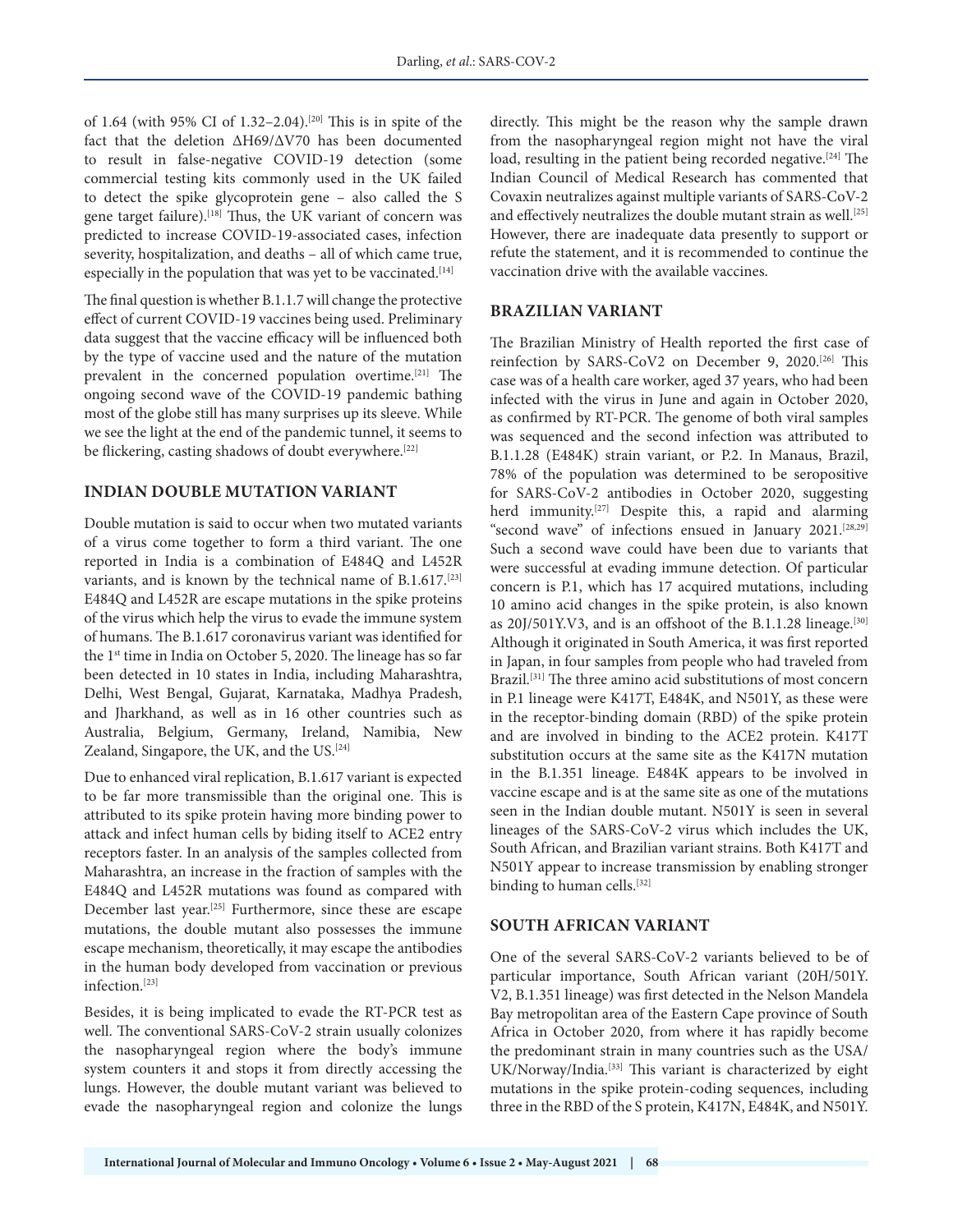of 1.64 (with 95% CI of 1.32–2.04).[20] This is in spite of the fact that the deletion ΔH69/ΔV70 has been documented to result in false-negative COVID-19 detection (some commercial testing kits commonly used in the UK failed to detect the spike glycoprotein gene – also called the S gene target failure).[18] Thus, the UK variant of concern was predicted to increase COVID-19-associated cases, infection severity, hospitalization, and deaths – all of which came true, especially in the population that was yet to be vaccinated.[14]

The final question is whether B.1.1.7 will change the protective effect of current COVID-19 vaccines being used. Preliminary data suggest that the vaccine efficacy will be influenced both by the type of vaccine used and the nature of the mutation prevalent in the concerned population overtime.[21] The ongoing second wave of the COVID-19 pandemic bathing most of the globe still has many surprises up its sleeve. While we see the light at the end of the pandemic tunnel, it seems to be flickering, casting shadows of doubt everywhere.[22]

## INDIAN DOUBLE MUTATION VARIANT

Double mutation is said to occur when two mutated variants of a virus come together to form a third variant. The one reported in India is a combination of E484Q and L452R variants, and is known by the technical name of B.1.617.[23] E484Q and L452R are escape mutations in the spike proteins of the virus which help the virus to evade the immune system of humans. The B.1.617 coronavirus variant was identified for the 1st time in India on October 5, 2020. The lineage has so far been detected in 10 states in India, including Maharashtra, Delhi, West Bengal, Gujarat, Karnataka, Madhya Pradesh, and Jharkhand, as well as in 16 other countries such as Australia, Belgium, Germany, Ireland, Namibia, New Zealand, Singapore, the UK, and the US.[24]

Due to enhanced viral replication, B.1.617 variant is expected to be far more transmissible than the original one. This is attributed to its spike protein having more binding power to attack and infect human cells by biding itself to ACE2 entry receptors faster. In an analysis of the samples collected from Maharashtra, an increase in the fraction of samples with the E484Q and L452R mutations was found as compared with December last year.[25] Furthermore, since these are escape mutations, the double mutant also possesses the immune escape mechanism, theoretically, it may escape the antibodies in the human body developed from vaccination or previous infection.[23]

Besides, it is being implicated to evade the RT-PCR test as well. The conventional SARS-CoV-2 strain usually colonizes the nasopharyngeal region where the body's immune system counters it and stops it from directly accessing the lungs. However, the double mutant variant was believed to evade the nasopharyngeal region and colonize the lungs directly. This might be the reason why the sample drawn from the nasopharyngeal region might not have the viral load, resulting in the patient being recorded negative.[24] The Indian Council of Medical Research has commented that Covaxin neutralizes against multiple variants of SARS-CoV-2 and effectively neutralizes the double mutant strain as well.[25] However, there are inadequate data presently to support or refute the statement, and it is recommended to continue the vaccination drive with the available vaccines.

## BRAZILIAN VARIANT

The Brazilian Ministry of Health reported the first case of reinfection by SARS-CoV2 on December 9, 2020.[26] This case was of a health care worker, aged 37 years, who had been infected with the virus in June and again in October 2020, as confirmed by RT-PCR. The genome of both viral samples was sequenced and the second infection was attributed to B.1.1.28 (E484K) strain variant, or P.2. In Manaus, Brazil, 78% of the population was determined to be seropositive for SARS-CoV-2 antibodies in October 2020, suggesting herd immunity.[27] Despite this, a rapid and alarming "second wave" of infections ensued in January 2021.[28,29] Such a second wave could have been due to variants that were successful at evading immune detection. Of particular concern is P.1, which has 17 acquired mutations, including 10 amino acid changes in the spike protein, is also known as 20J/501Y.V3, and is an offshoot of the B.1.1.28 lineage.[30] Although it originated in South America, it was first reported in Japan, in four samples from people who had traveled from Brazil.[31] The three amino acid substitutions of most concern in P.1 lineage were K417T, E484K, and N501Y, as these were in the receptor-binding domain (RBD) of the spike protein and are involved in binding to the ACE2 protein. K417T substitution occurs at the same site as the K417N mutation in the B.1.351 lineage. E484K appears to be involved in vaccine escape and is at the same site as one of the mutations seen in the Indian double mutant. N501Y is seen in several lineages of the SARS-CoV-2 virus which includes the UK, South African, and Brazilian variant strains. Both K417T and N501Y appear to increase transmission by enabling stronger binding to human cells.[32]

## SOUTH AFRICAN VARIANT

One of the several SARS-CoV-2 variants believed to be of particular importance, South African variant (20H/501Y.V2, B.1.351 lineage) was first detected in the Nelson Mandela Bay metropolitan area of the Eastern Cape province of South Africa in October 2020, from where it has rapidly become the predominant strain in many countries such as the USA/UK/Norway/India.[33] This variant is characterized by eight mutations in the spike protein-coding sequences, including three in the RBD of the S protein, K417N, E484K, and N501Y.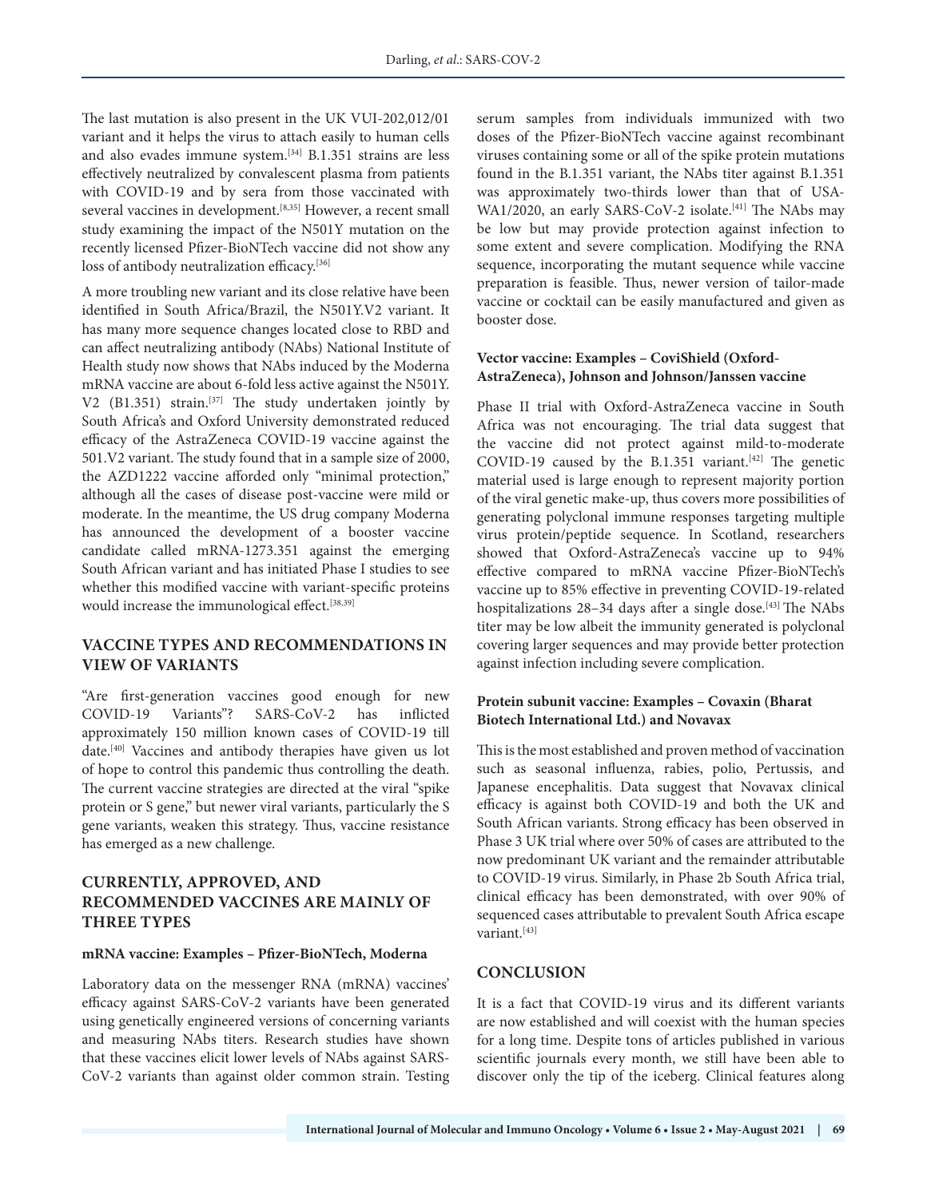The last mutation is also present in the UK VUI-202,012/01 variant and it helps the virus to attach easily to human cells and also evades immune system.[34] B.1.351 strains are less effectively neutralized by convalescent plasma from patients with COVID-19 and by sera from those vaccinated with several vaccines in development.[8,35] However, a recent small study examining the impact of the N501Y mutation on the recently licensed Pfizer-BioNTech vaccine did not show any loss of antibody neutralization efficacy.[36]

A more troubling new variant and its close relative have been identified in South Africa/Brazil, the N501Y.V2 variant. It has many more sequence changes located close to RBD and can affect neutralizing antibody (NAbs) National Institute of Health study now shows that NAbs induced by the Moderna mRNA vaccine are about 6-fold less active against the N501Y. V2 (B1.351) strain.[37] The study undertaken jointly by South Africa's and Oxford University demonstrated reduced efficacy of the AstraZeneca COVID-19 vaccine against the 501.V2 variant. The study found that in a sample size of 2000, the AZD1222 vaccine afforded only "minimal protection," although all the cases of disease post-vaccine were mild or moderate. In the meantime, the US drug company Moderna has announced the development of a booster vaccine candidate called mRNA-1273.351 against the emerging South African variant and has initiated Phase I studies to see whether this modified vaccine with variant-specific proteins would increase the immunological effect.[38,39]

## VACCINE TYPES AND RECOMMENDATIONS IN VIEW OF VARIANTS

"Are first-generation vaccines good enough for new COVID-19 Variants"? SARS-CoV-2 has inflicted approximately 150 million known cases of COVID-19 till date.[40] Vaccines and antibody therapies have given us lot of hope to control this pandemic thus controlling the death. The current vaccine strategies are directed at the viral "spike protein or S gene," but newer viral variants, particularly the S gene variants, weaken this strategy. Thus, vaccine resistance has emerged as a new challenge.

## CURRENTLY, APPROVED, AND RECOMMENDED VACCINES ARE MAINLY OF THREE TYPES

### mRNA vaccine: Examples – Pfizer-BioNTech, Moderna

Laboratory data on the messenger RNA (mRNA) vaccines' efficacy against SARS-CoV-2 variants have been generated using genetically engineered versions of concerning variants and measuring NAbs titers. Research studies have shown that these vaccines elicit lower levels of NAbs against SARS-CoV-2 variants than against older common strain. Testing serum samples from individuals immunized with two doses of the Pfizer-BioNTech vaccine against recombinant viruses containing some or all of the spike protein mutations found in the B.1.351 variant, the NAbs titer against B.1.351 was approximately two-thirds lower than that of USA-WA1/2020, an early SARS-CoV-2 isolate.[41] The NAbs may be low but may provide protection against infection to some extent and severe complication. Modifying the RNA sequence, incorporating the mutant sequence while vaccine preparation is feasible. Thus, newer version of tailor-made vaccine or cocktail can be easily manufactured and given as booster dose.

### Vector vaccine: Examples – CoviShield (Oxford-AstraZeneca), Johnson and Johnson/Janssen vaccine

Phase II trial with Oxford-AstraZeneca vaccine in South Africa was not encouraging. The trial data suggest that the vaccine did not protect against mild-to-moderate COVID-19 caused by the B.1.351 variant.[42] The genetic material used is large enough to represent majority portion of the viral genetic make-up, thus covers more possibilities of generating polyclonal immune responses targeting multiple virus protein/peptide sequence. In Scotland, researchers showed that Oxford-AstraZeneca's vaccine up to 94% effective compared to mRNA vaccine Pfizer-BioNTech's vaccine up to 85% effective in preventing COVID-19-related hospitalizations 28–34 days after a single dose.[43] The NAbs titer may be low albeit the immunity generated is polyclonal covering larger sequences and may provide better protection against infection including severe complication.

### Protein subunit vaccine: Examples – Covaxin (Bharat Biotech International Ltd.) and Novavax

This is the most established and proven method of vaccination such as seasonal influenza, rabies, polio, Pertussis, and Japanese encephalitis. Data suggest that Novavax clinical efficacy is against both COVID-19 and both the UK and South African variants. Strong efficacy has been observed in Phase 3 UK trial where over 50% of cases are attributed to the now predominant UK variant and the remainder attributable to COVID-19 virus. Similarly, in Phase 2b South Africa trial, clinical efficacy has been demonstrated, with over 90% of sequenced cases attributable to prevalent South Africa escape variant.[43]

## CONCLUSION

It is a fact that COVID-19 virus and its different variants are now established and will coexist with the human species for a long time. Despite tons of articles published in various scientific journals every month, we still have been able to discover only the tip of the iceberg. Clinical features along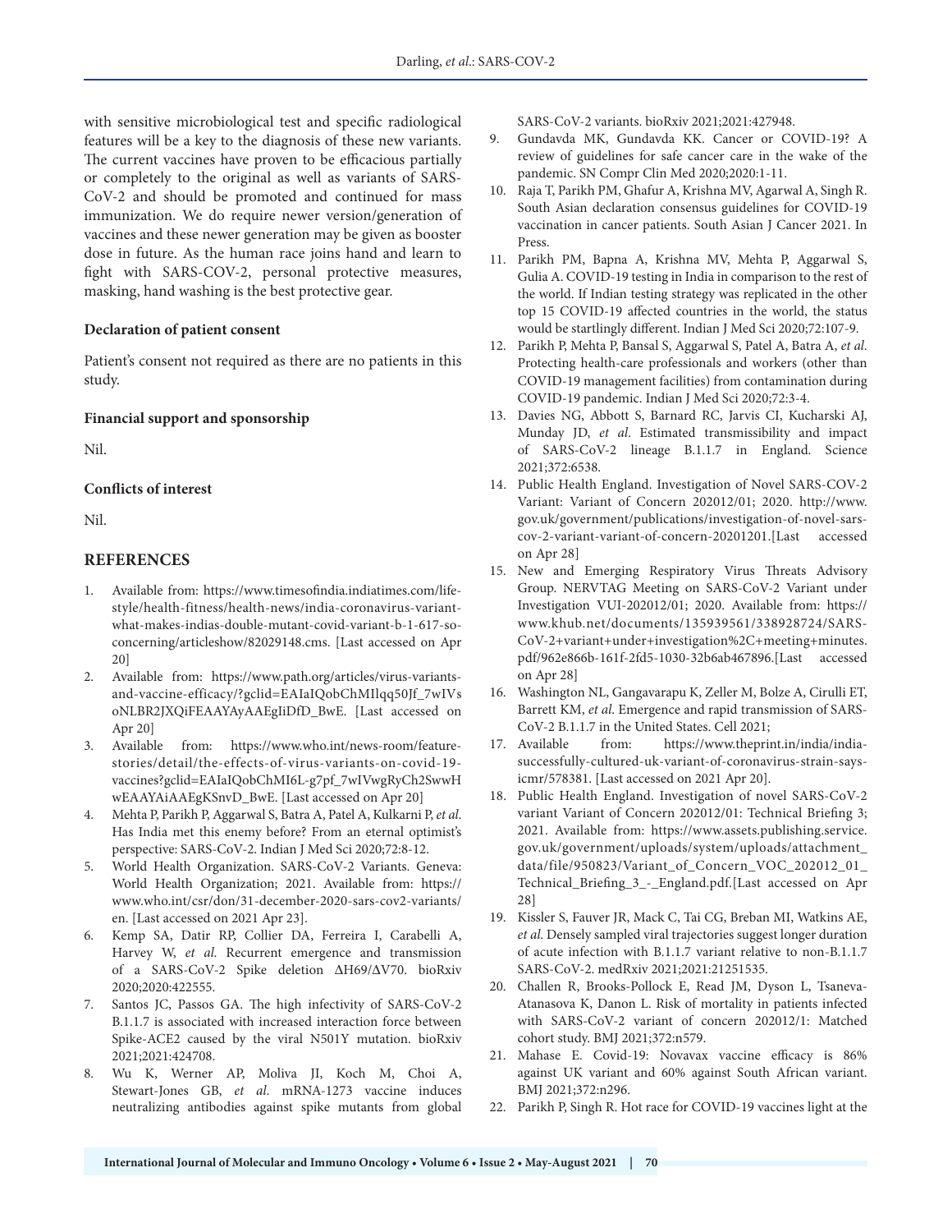with sensitive microbiological test and specific radiological features will be a key to the diagnosis of these new variants. The current vaccines have proven to be efficacious partially or completely to the original as well as variants of SARS-CoV-2 and should be promoted and continued for mass immunization. We do require newer version/generation of vaccines and these newer generation may be given as booster dose in future. As the human race joins hand and learn to fight with SARS-COV-2, personal protective measures, masking, hand washing is the best protective gear.

**Declaration of patient consent**

Patient's consent not required as there are no patients in this study.

**Financial support and sponsorship**

Nil.

**Conflicts of interest**

Nil.

## REFERENCES

1. Available from: https://www.timesofindia.indiatimes.com/life-style/health-fitness/health-news/india-coronavirus-variant-what-makes-indias-double-mutant-covid-variant-b-1-617-so-concerning/articleshow/82029148.cms. [Last accessed on Apr 20]
2. Available from: https://www.path.org/articles/virus-variants-and-vaccine-efficacy/?gclid=EAIaIQobChMIlqq50Jf_7wIVsoNLBR2JXQiFEAAYAyAAEgIiDfD_BwE. [Last accessed on Apr 20]
3. Available from: https://www.who.int/news-room/feature-stories/detail/the-effects-of-virus-variants-on-covid-19-vaccines?gclid=EAIaIQobChMI6L-g7pf_7wIVwgRyCh2SwwHwEAAYAiAAEgKSnvD_BwE. [Last accessed on Apr 20]
4. Mehta P, Parikh P, Aggarwal S, Batra A, Patel A, Kulkarni P, *et al*. Has India met this enemy before? From an eternal optimist's perspective: SARS-CoV-2. Indian J Med Sci 2020;72:8-12.
5. World Health Organization. SARS-CoV-2 Variants. Geneva: World Health Organization; 2021. Available from: https://www.who.int/csr/don/31-december-2020-sars-cov2-variants/en. [Last accessed on 2021 Apr 23].
6. Kemp SA, Datir RP, Collier DA, Ferreira I, Carabelli A, Harvey W, *et al*. Recurrent emergence and transmission of a SARS-CoV-2 Spike deletion ΔH69/ΔV70. bioRxiv 2020;2020:422555.
7. Santos JC, Passos GA. The high infectivity of SARS-CoV-2 B.1.1.7 is associated with increased interaction force between Spike-ACE2 caused by the viral N501Y mutation. bioRxiv 2021;2021:424708.
8. Wu K, Werner AP, Moliva JI, Koch M, Choi A, Stewart-Jones GB, *et al*. mRNA-1273 vaccine induces neutralizing antibodies against spike mutants from global SARS-CoV-2 variants. bioRxiv 2021;2021:427948.
9. Gundavda MK, Gundavda KK. Cancer or COVID-19? A review of guidelines for safe cancer care in the wake of the pandemic. SN Compr Clin Med 2020;2020:1-11.
10. Raja T, Parikh PM, Ghafur A, Krishna MV, Agarwal A, Singh R. South Asian declaration consensus guidelines for COVID-19 vaccination in cancer patients. South Asian J Cancer 2021. In Press.
11. Parikh PM, Bapna A, Krishna MV, Mehta P, Aggarwal S, Gulia A. COVID-19 testing in India in comparison to the rest of the world. If Indian testing strategy was replicated in the other top 15 COVID-19 affected countries in the world, the status would be startlingly different. Indian J Med Sci 2020;72:107-9.
12. Parikh P, Mehta P, Bansal S, Aggarwal S, Patel A, Batra A, *et al*. Protecting health-care professionals and workers (other than COVID-19 management facilities) from contamination during COVID-19 pandemic. Indian J Med Sci 2020;72:3-4.
13. Davies NG, Abbott S, Barnard RC, Jarvis CI, Kucharski AJ, Munday JD, *et al*. Estimated transmissibility and impact of SARS-CoV-2 lineage B.1.1.7 in England. Science 2021;372:6538.
14. Public Health England. Investigation of Novel SARS-COV-2 Variant: Variant of Concern 202012/01; 2020. http://www.gov.uk/government/publications/investigation-of-novel-sars-cov-2-variant-variant-of-concern-20201201.[Last accessed on Apr 28]
15. New and Emerging Respiratory Virus Threats Advisory Group. NERVTAG Meeting on SARS-CoV-2 Variant under Investigation VUI-202012/01; 2020. Available from: https://www.khub.net/documents/135939561/338928724/SARS-CoV-2+variant+under+investigation%2C+meeting+minutes.pdf/962e866b-161f-2fd5-1030-32b6ab467896.[Last accessed on Apr 28]
16. Washington NL, Gangavarapu K, Zeller M, Bolze A, Cirulli ET, Barrett KM, *et al*. Emergence and rapid transmission of SARS-CoV-2 B.1.1.7 in the United States. Cell 2021;
17. Available from: https://www.theprint.in/india/india-successfully-cultured-uk-variant-of-coronavirus-strain-says-icmr/578381. [Last accessed on 2021 Apr 20].
18. Public Health England. Investigation of novel SARS-CoV-2 variant Variant of Concern 202012/01: Technical Briefing 3; 2021. Available from: https://www.assets.publishing.service.gov.uk/government/uploads/system/uploads/attachment_data/file/950823/Variant_of_Concern_VOC_202012_01_Technical_Briefing_3_-_England.pdf.[Last accessed on Apr 28]
19. Kissler S, Fauver JR, Mack C, Tai CG, Breban MI, Watkins AE, *et al*. Densely sampled viral trajectories suggest longer duration of acute infection with B.1.1.7 variant relative to non-B.1.1.7 SARS-CoV-2. medRxiv 2021;2021:21251535.
20. Challen R, Brooks-Pollock E, Read JM, Dyson L, Tsaneva-Atanasova K, Danon L. Risk of mortality in patients infected with SARS-CoV-2 variant of concern 202012/1: Matched cohort study. BMJ 2021;372:n579.
21. Mahase E. Covid-19: Novavax vaccine efficacy is 86% against UK variant and 60% against South African variant. BMJ 2021;372:n296.
22. Parikh P, Singh R. Hot race for COVID-19 vaccines light at the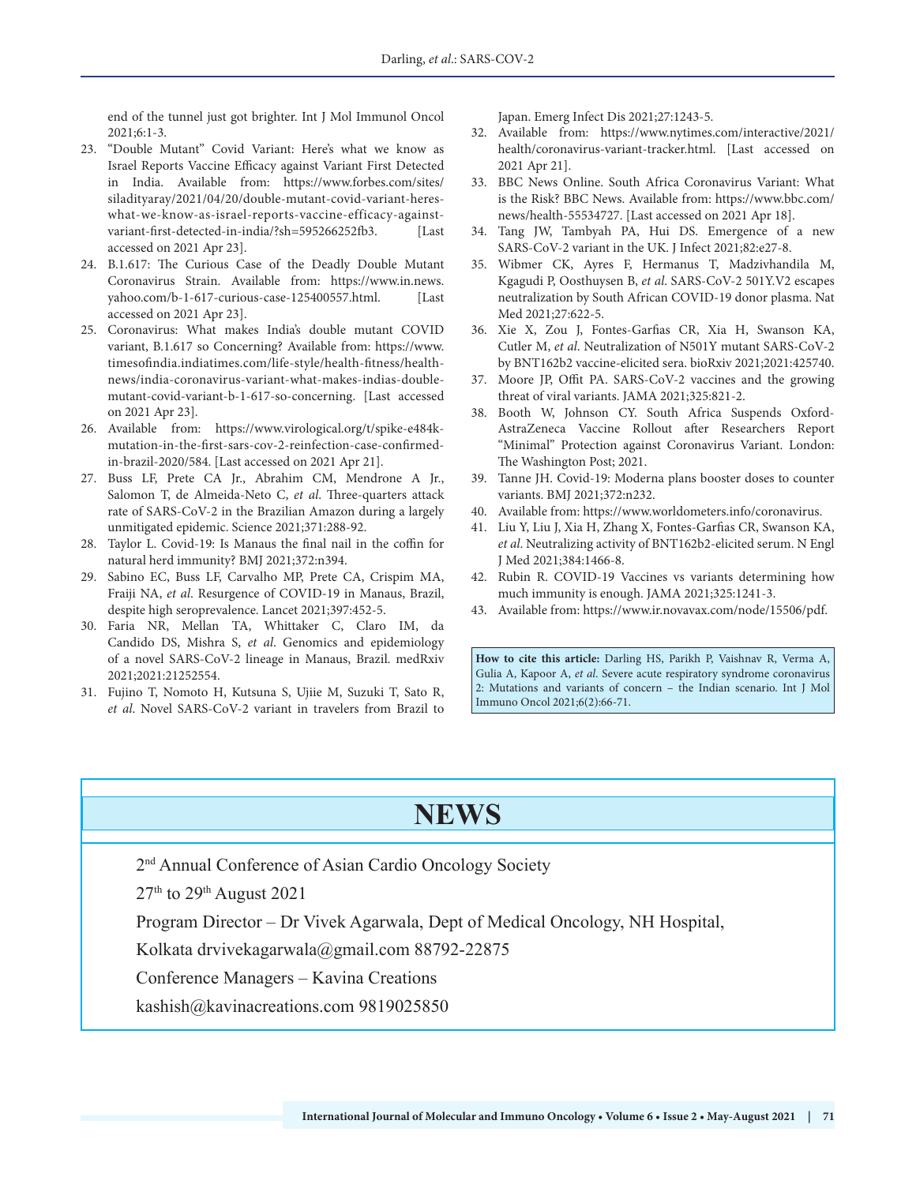end of the tunnel just got brighter. Int J Mol Immunol Oncol 2021;6:1-3.

23. "Double Mutant" Covid Variant: Here's what we know as Israel Reports Vaccine Efficacy against Variant First Detected in India. Available from: https://www.forbes.com/sites/siladityaray/2021/04/20/double-mutant-covid-variant-heres-what-we-know-as-israel-reports-vaccine-efficacy-against-variant-first-detected-in-india/?sh=595266252fb3. [Last accessed on 2021 Apr 23].
24. B.1.617: The Curious Case of the Deadly Double Mutant Coronavirus Strain. Available from: https://www.in.news.yahoo.com/b-1-617-curious-case-125400557.html. [Last accessed on 2021 Apr 23].
25. Coronavirus: What makes India's double mutant COVID variant, B.1.617 so Concerning? Available from: https://www.timesofindia.indiatimes.com/life-style/health-fitness/health-news/india-coronavirus-variant-what-makes-indias-double-mutant-covid-variant-b-1-617-so-concerning. [Last accessed on 2021 Apr 23].
26. Available from: https://www.virological.org/t/spike-e484k-mutation-in-the-first-sars-cov-2-reinfection-case-confirmed-in-brazil-2020/584. [Last accessed on 2021 Apr 21].
27. Buss LF, Prete CA Jr., Abrahim CM, Mendrone A Jr., Salomon T, de Almeida-Neto C, *et al*. Three-quarters attack rate of SARS-CoV-2 in the Brazilian Amazon during a largely unmitigated epidemic. Science 2021;371:288-92.
28. Taylor L. Covid-19: Is Manaus the final nail in the coffin for natural herd immunity? BMJ 2021;372:n394.
29. Sabino EC, Buss LF, Carvalho MP, Prete CA, Crispim MA, Fraiji NA, *et al*. Resurgence of COVID-19 in Manaus, Brazil, despite high seroprevalence. Lancet 2021;397:452-5.
30. Faria NR, Mellan TA, Whittaker C, Claro IM, da Candido DS, Mishra S, *et al*. Genomics and epidemiology of a novel SARS-CoV-2 lineage in Manaus, Brazil. medRxiv 2021;2021:21252554.
31. Fujino T, Nomoto H, Kutsuna S, Ujiie M, Suzuki T, Sato R, *et al*. Novel SARS-CoV-2 variant in travelers from Brazil to Japan. Emerg Infect Dis 2021;27:1243-5.
32. Available from: https://www.nytimes.com/interactive/2021/health/coronavirus-variant-tracker.html. [Last accessed on 2021 Apr 21].
33. BBC News Online. South Africa Coronavirus Variant: What is the Risk? BBC News. Available from: https://www.bbc.com/news/health-55534727. [Last accessed on 2021 Apr 18].
34. Tang JW, Tambyah PA, Hui DS. Emergence of a new SARS-CoV-2 variant in the UK. J Infect 2021;82:e27-8.
35. Wibmer CK, Ayres F, Hermanus T, Madzivhandila M, Kgagudi P, Oosthuysen B, *et al*. SARS-CoV-2 501Y.V2 escapes neutralization by South African COVID-19 donor plasma. Nat Med 2021;27:622-5.
36. Xie X, Zou J, Fontes-Garfias CR, Xia H, Swanson KA, Cutler M, *et al*. Neutralization of N501Y mutant SARS-CoV-2 by BNT162b2 vaccine-elicited sera. bioRxiv 2021;2021:425740.
37. Moore JP, Offit PA. SARS-CoV-2 vaccines and the growing threat of viral variants. JAMA 2021;325:821-2.
38. Booth W, Johnson CY. South Africa Suspends Oxford-AstraZeneca Vaccine Rollout after Researchers Report "Minimal" Protection against Coronavirus Variant. London: The Washington Post; 2021.
39. Tanne JH. Covid-19: Moderna plans booster doses to counter variants. BMJ 2021;372:n232.
40. Available from: https://www.worldometers.info/coronavirus.
41. Liu Y, Liu J, Xia H, Zhang X, Fontes-Garfias CR, Swanson KA, *et al*. Neutralizing activity of BNT162b2-elicited serum. N Engl J Med 2021;384:1466-8.
42. Rubin R. COVID-19 Vaccines vs variants determining how much immunity is enough. JAMA 2021;325:1241-3.
43. Available from: https://www.ir.novavax.com/node/15506/pdf.

**How to cite this article:** Darling HS, Parikh P, Vaishnav R, Verma A, Gulia A, Kapoor A, *et al*. Severe acute respiratory syndrome coronavirus 2: Mutations and variants of concern – the Indian scenario. Int J Mol Immuno Oncol 2021;6(2):66-71.

# NEWS

2nd Annual Conference of Asian Cardio Oncology Society

27th to 29th August 2021

Program Director – Dr Vivek Agarwala, Dept of Medical Oncology, NH Hospital,

Kolkata drvivekagarwala@gmail.com 88792-22875

Conference Managers – Kavina Creations

kashish@kavinacreations.com 9819025850